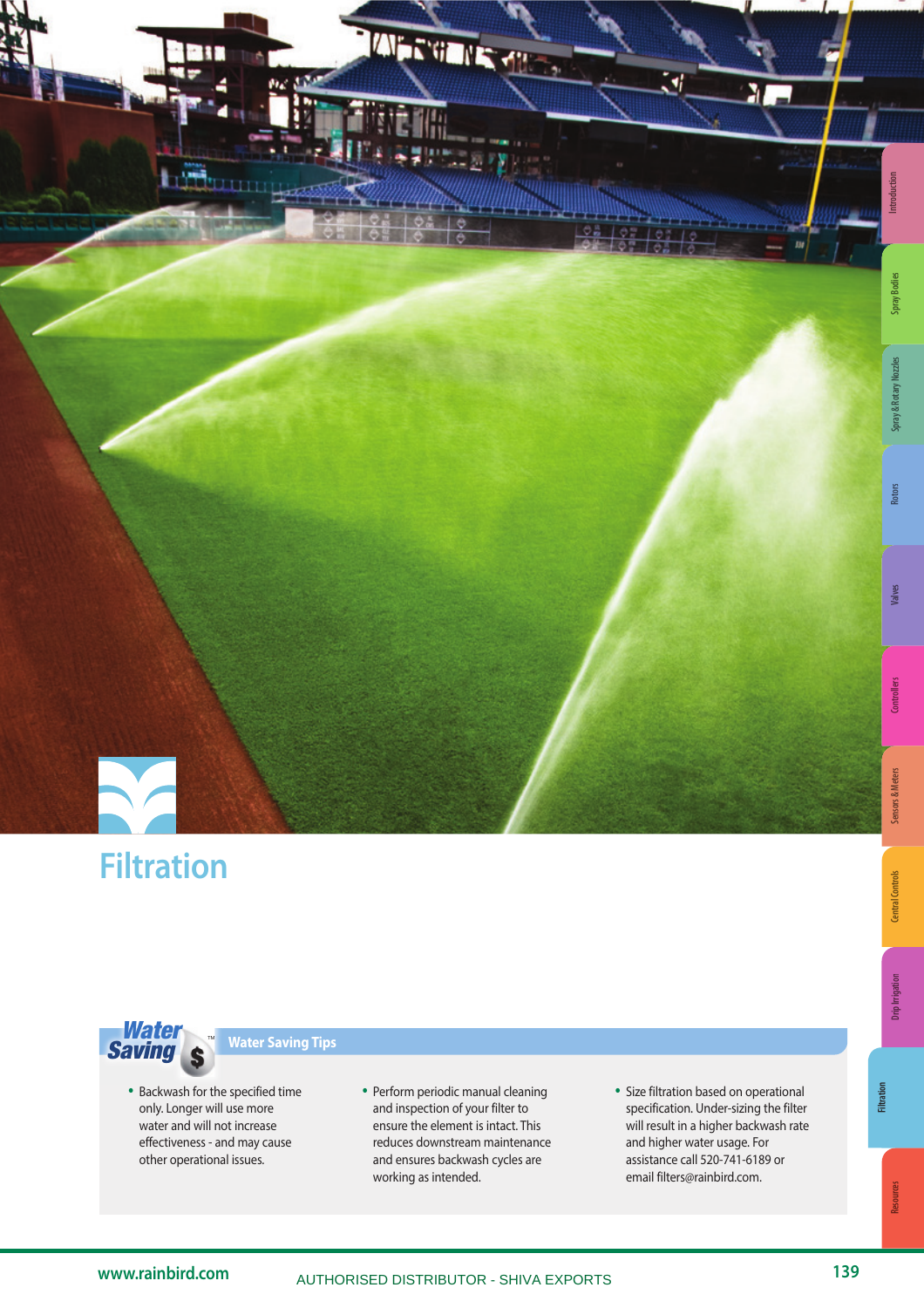# Filtration

## Water Saving Tips

- Backwash for the specified time only. Longer will use more water and will not increase effectiveness - and may cause other operational issues.
- Perform periodic manual cleaning and inspection of your filter to ensure the element is intact. This reduces downstream maintenance and ensures backwash cycles are working as intended.
- Size filtration based on operational specification. Under-sizing the filter will result in a higher backwash rate and higher water usage. For assistance call 520-741-6189 or email filters@rainbird.com.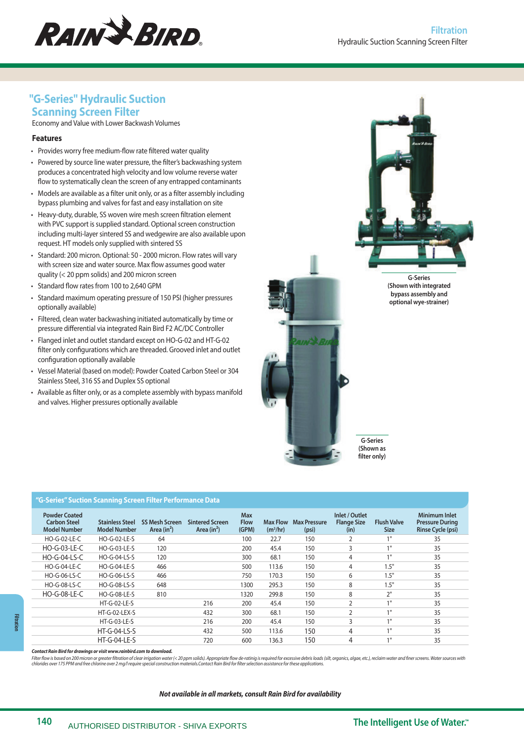# "G-Series" Hydraulic Suction Scanning Screen Filter

Economy and Value with Lower Backwash Volumes

### Features

- Provides worry free medium-flow rate filtered water quality
- Powered by source line water pressure, the filter's backwashing system produces a concentrated high velocity and low volume reverse water flow to systematically clean the screen of any entrapped contaminants
- Models are available as a filter unit only, or as a filter assembly including bypass plumbing and valves for fast and easy installation on site
- Heavy-duty, durable, SS woven wire mesh screen filtration element with PVC support is supplied standard. Optional screen construction including multi-layer sintered SS and wedgewire are also available upon request. HT models only supplied with sintered SS
- Standard: 200 micron. Optional: 50 - 2000 micron. Flow rates will vary with screen size and water source. Max flow assumes good water quality (< 20 ppm solids) and 200 micron screen
- Standard flow rates from 100 to 2,640 GPM
- Standard maximum operating pressure of 150 PSI (higher pressures optionally available)
- Filtered, clean water backwashing initiated automatically by time or pressure differential via integrated Rain Bird F2 AC/DC Controller
- Flanged inlet and outlet standard except on HO-G-02 and HT-G-02 filter only configurations which are threaded. Grooved inlet and outlet configuration optionally available
- Vessel Material (based on model): Powder Coated Carbon Steel or 304 Stainless Steel, 316 SS and Duplex SS optional
- Available as filter only, or as a complete assembly with bypass manifold and valves. Higher pressures optionally available

G-Series (Shown with integrated bypass assembly and optional wye-strainer)

G-Series (Shown as filter only)

### "G-Series" Suction Scanning Screen Filter Performance Data

| Powder Coated Carbon Steel Model Number | Stainless Steel Model Number | SS Mesh Screen Area (in$^2$) | Sintered Screen Area (in$^2$) | Max Flow (GPM) | Max Flow (m$^3$/hr) | Max Pressure (psi) | Inlet / Outlet Flange Size (in) | Flush Valve Size | Minimum Inlet Pressure During Rinse Cycle (psi) |
|---|---|---|---|---|---|---|---|---|---|
| HO-G-02-LE-C | HO-G-02-LE-S | 64 | | 100 | 22.7 | 150 | 2 | 1" | 35 |
| HO-G-03-LE-C | HO-G-03-LE-S | 120 | | 200 | 45.4 | 150 | 3 | 1" | 35 |
| HO-G-04-LS-C | HO-G-04-LS-S | 120 | | 300 | 68.1 | 150 | 4 | 1" | 35 |
| HO-G-04-LE-C | HO-G-04-LE-S | 466 | | 500 | 113.6 | 150 | 4 | 1.5" | 35 |
| HO-G-06-LS-C | HO-G-06-LS-S | 466 | | 750 | 170.3 | 150 | 6 | 1.5" | 35 |
| HO-G-08-LS-C | HO-G-08-LS-S | 648 | | 1300 | 295.3 | 150 | 8 | 1.5" | 35 |
| HO-G-08-LE-C | HO-G-08-LE-S | 810 | | 1320 | 299.8 | 150 | 8 | 2" | 35 |
| | HT-G-02-LE-S | | 216 | 200 | 45.4 | 150 | 2 | 1" | 35 |
| | HT-G-02-LEX-S | | 432 | 300 | 68.1 | 150 | 2 | 1" | 35 |
| | HT-G-03-LE-S | | 216 | 200 | 45.4 | 150 | 3 | 1" | 35 |
| | HT-G-04-LS-S | | 432 | 500 | 113.6 | 150 | 4 | 1" | 35 |
| | HT-G-04-LE-S | | 720 | 600 | 136.3 | 150 | 4 | 1" | 35 |

***Contact Rain Bird for drawings or visit www.rainbird.com to download.***

*Filter flow is based on 200 micron or greater filtration of clear irrigation water (< 20 ppm solids). Appropriate flow de-ratinig is required for excessive debris loads (silt, organics, algae, etc.), reclaim water and finer screens. Water sources with chlorides over 175 PPM and free chlorine over 2 mg/l require special construction materials.Contact Rain Bird for filter selection assistance for these applications.*

***Not available in all markets, consult Rain Bird for availability***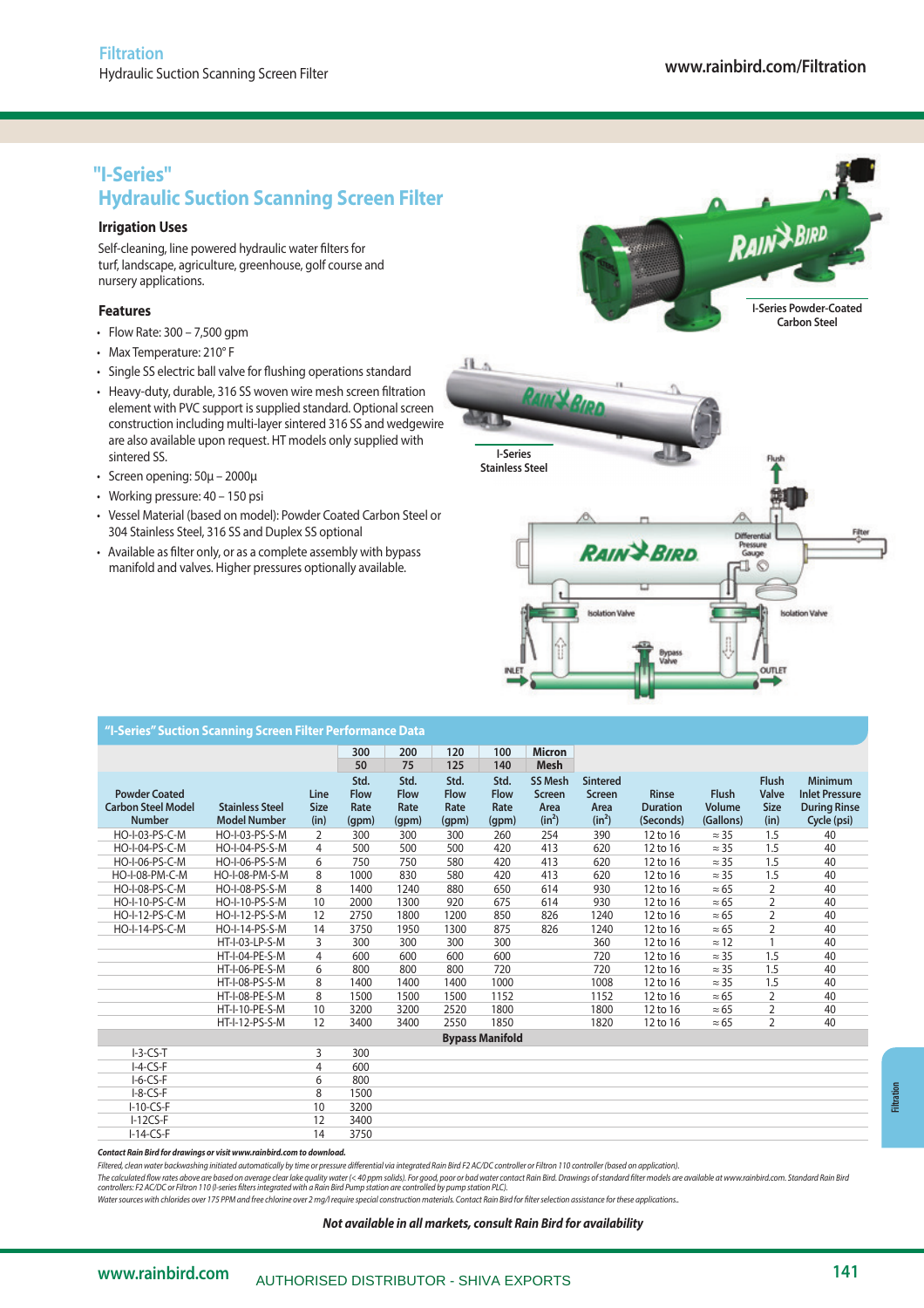# "I-Series"

## Hydraulic Suction Scanning Screen Filter

### Irrigation Uses

Self-cleaning, line powered hydraulic water filters for turf, landscape, agriculture, greenhouse, golf course and nursery applications.

### Features

- Flow Rate: 300 – 7,500 gpm
- Max Temperature: 210° F
- Single SS electric ball valve for flushing operations standard
- Heavy-duty, durable, 316 SS woven wire mesh screen filtration element with PVC support is supplied standard. Optional screen construction including multi-layer sintered 316 SS and wedgewire are also available upon request. HT models only supplied with sintered SS.
- Screen opening: 50µ – 2000µ
- Working pressure: 40 – 150 psi
- Vessel Material (based on model): Powder Coated Carbon Steel or 304 Stainless Steel, 316 SS and Duplex SS optional
- Available as filter only, or as a complete assembly with bypass manifold and valves. Higher pressures optionally available.

I-Series Powder-Coated Carbon Steel

I-Series Stainless Steel

Flush | Differential Pressure Gauge | Filter | Isolation Valve | Isolation Valve | Bypass Valve | INLET | OUTLET

### "I-Series" Suction Scanning Screen Filter Performance Data

| | | | 300 | 200 | 120 | 100 | Micron | | | | | |
|---|---|---|---|---|---|---|---|---|---|---|---|---|
| | | | 50 | 75 | 125 | 140 | Mesh | | | | | |
| Powder Coated Carbon Steel Model Number | Stainless Steel Model Number | Line Size (in) | Std. Flow Rate (gpm) | Std. Flow Rate (gpm) | Std. Flow Rate (gpm) | Std. Flow Rate (gpm) | SS Mesh Screen Area (in²) | Sintered Screen Area (in²) | Rinse Duration (Seconds) | Flush Volume (Gallons) | Flush Valve Size (in) | Minimum Inlet Pressure During Rinse Cycle (psi) |
| HO-I-03-PS-C-M | HO-I-03-PS-S-M | 2 | 300 | 300 | 300 | 260 | 254 | 390 | 12 to 16 | ≈ 35 | 1.5 | 40 |
| HO-I-04-PS-C-M | HO-I-04-PS-S-M | 4 | 500 | 500 | 500 | 420 | 413 | 620 | 12 to 16 | ≈ 35 | 1.5 | 40 |
| HO-I-06-PS-C-M | HO-I-06-PS-S-M | 6 | 750 | 750 | 580 | 420 | 413 | 620 | 12 to 16 | ≈ 35 | 1.5 | 40 |
| HO-I-08-PM-C-M | HO-I-08-PM-S-M | 8 | 1000 | 830 | 580 | 420 | 413 | 620 | 12 to 16 | ≈ 35 | 1.5 | 40 |
| HO-I-08-PS-C-M | HO-I-08-PS-S-M | 8 | 1400 | 1240 | 880 | 650 | 614 | 930 | 12 to 16 | ≈ 65 | 2 | 40 |
| HO-I-10-PS-C-M | HO-I-10-PS-S-M | 10 | 2000 | 1300 | 920 | 675 | 614 | 930 | 12 to 16 | ≈ 65 | 2 | 40 |
| HO-I-12-PS-C-M | HO-I-12-PS-S-M | 12 | 2750 | 1800 | 1200 | 850 | 826 | 1240 | 12 to 16 | ≈ 65 | 2 | 40 |
| HO-I-14-PS-C-M | HO-I-14-PS-S-M | 14 | 3750 | 1950 | 1300 | 875 | 826 | 1240 | 12 to 16 | ≈ 65 | 2 | 40 |
| | HT-I-03-LP-S-M | 3 | 300 | 300 | 300 | 300 | | 360 | 12 to 16 | ≈ 12 | 1 | 40 |
| | HT-I-04-PE-S-M | 4 | 600 | 600 | 600 | 600 | | 720 | 12 to 16 | ≈ 35 | 1.5 | 40 |
| | HT-I-06-PE-S-M | 6 | 800 | 800 | 800 | 720 | | 720 | 12 to 16 | ≈ 35 | 1.5 | 40 |
| | HT-I-08-PS-S-M | 8 | 1400 | 1400 | 1400 | 1000 | | 1008 | 12 to 16 | ≈ 35 | 1.5 | 40 |
| | HT-I-08-PE-S-M | 8 | 1500 | 1500 | 1500 | 1152 | | 1152 | 12 to 16 | ≈ 65 | 2 | 40 |
| | HT-I-10-PE-S-M | 10 | 3200 | 3200 | 2520 | 1800 | | 1800 | 12 to 16 | ≈ 65 | 2 | 40 |
| | HT-I-12-PS-S-M | 12 | 3400 | 3400 | 2550 | 1850 | | 1820 | 12 to 16 | ≈ 65 | 2 | 40 |
| **Bypass Manifold** | | | | | | | | | | | | |
| I-3-CS-T | | 3 | 300 | | | | | | | | | |
| I-4-CS-F | | 4 | 600 | | | | | | | | | |
| I-6-CS-F | | 6 | 800 | | | | | | | | | |
| I-8-CS-F | | 8 | 1500 | | | | | | | | | |
| I-10-CS-F | | 10 | 3200 | | | | | | | | | |
| I-12CS-F | | 12 | 3400 | | | | | | | | | |
| I-14-CS-F | | 14 | 3750 | | | | | | | | | |

***Contact Rain Bird for drawings or visit www.rainbird.com to download.***

*Filtered, clean water backwashing initiated automatically by time or pressure differential via integrated Rain Bird F2 AC/DC controller or Filtron 110 controller (based on application).*

*The calculated flow rates above are based on average clear lake quality water (< 40 ppm solids). For good, poor or bad water contact Rain Bird. Drawings of standard filter models are available at www.rainbird.com. Standard Rain Bird controllers: F2 AC/DC or Filtron 110 (I-series filters integrated with a Rain Bird Pump station are controlled by pump station PLC).*

*Water sources with chlorides over 175 PPM and free chlorine over 2 mg/l require special construction materials. Contact Rain Bird for filter selection assistance for these applications.*

***Not available in all markets, consult Rain Bird for availability***

AUTHORISED DISTRIBUTOR - SHIVA EXPORTS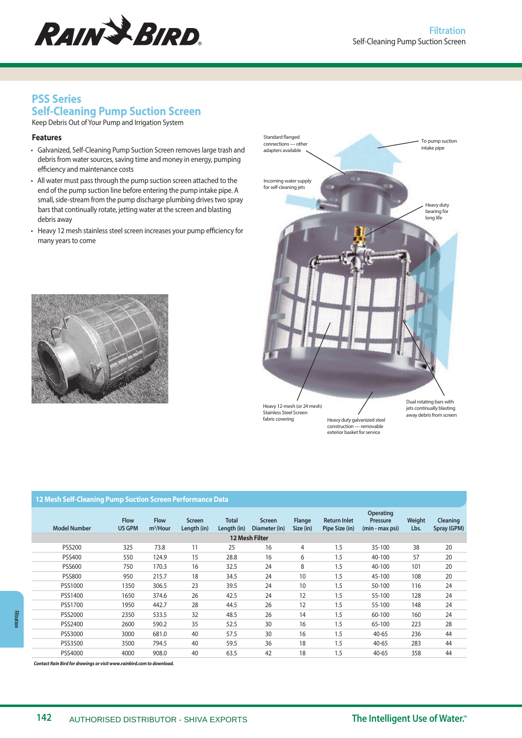# PSS Series
# Self-Cleaning Pump Suction Screen

Keep Debris Out of Your Pump and Irrigation System

### Features

- Galvanized, Self-Cleaning Pump Suction Screen removes large trash and debris from water sources, saving time and money in energy, pumping efficiency and maintenance costs
- All water must pass through the pump suction screen attached to the end of the pump suction line before entering the pump intake pipe. A small, side-stream from the pump discharge plumbing drives two spray bars that continually rotate, jetting water at the screen and blasting debris away
- Heavy 12 mesh stainless steel screen increases your pump efficiency for many years to come

Standard flanged connections — other adapters available

To pump suction intake pipe

Incoming water supply for self-cleaning jets

Heavy duty bearing for long life

Heavy 12-mesh (or 24 mesh) Stainless Steel Screen fabric covering

Heavy duty galvanized steel construction — removable exterior basket for service

Dual rotating bars with jets continually blasting away debris from screen

## 12 Mesh Self-Cleaning Pump Suction Screen Performance Data

| Model Number | Flow US GPM | Flow m³/Hour | Screen Length (in) | Total Length (in) | Screen Diameter (in) | Flange Size (in) | Return Inlet Pipe Size (in) | Operating Pressure (min - max psi) | Weight Lbs. | Cleaning Spray (GPM) |
|---|---|---|---|---|---|---|---|---|---|---|
| **12 Mesh Filter** | | | | | | | | | | |
| PSS200 | 325 | 73.8 | 11 | 25 | 16 | 4 | 1.5 | 35-100 | 38 | 20 |
| PSS400 | 550 | 124.9 | 15 | 28.8 | 16 | 6 | 1.5 | 40-100 | 57 | 20 |
| PSS600 | 750 | 170.3 | 16 | 32.5 | 24 | 8 | 1.5 | 40-100 | 101 | 20 |
| PSS800 | 950 | 215.7 | 18 | 34.5 | 24 | 10 | 1.5 | 45-100 | 108 | 20 |
| PSS1000 | 1350 | 306.5 | 23 | 39.5 | 24 | 10 | 1.5 | 50-100 | 116 | 24 |
| PSS1400 | 1650 | 374.6 | 26 | 42.5 | 24 | 12 | 1.5 | 55-100 | 128 | 24 |
| PSS1700 | 1950 | 442.7 | 28 | 44.5 | 26 | 12 | 1.5 | 55-100 | 148 | 24 |
| PSS2000 | 2350 | 533.5 | 32 | 48.5 | 26 | 14 | 1.5 | 60-100 | 160 | 24 |
| PSS2400 | 2600 | 590.2 | 35 | 52.5 | 30 | 16 | 1.5 | 65-100 | 223 | 28 |
| PSS3000 | 3000 | 681.0 | 40 | 57.5 | 30 | 16 | 1.5 | 40-65 | 236 | 44 |
| PSS3500 | 3500 | 794.5 | 40 | 59.5 | 36 | 18 | 1.5 | 40-65 | 283 | 44 |
| PSS4000 | 4000 | 908.0 | 40 | 63.5 | 42 | 18 | 1.5 | 40-65 | 358 | 44 |

*Contact Rain Bird for drawings or visit www.rainbird.com to download.*

AUTHORISED DISTRIBUTOR - SHIVA EXPORTS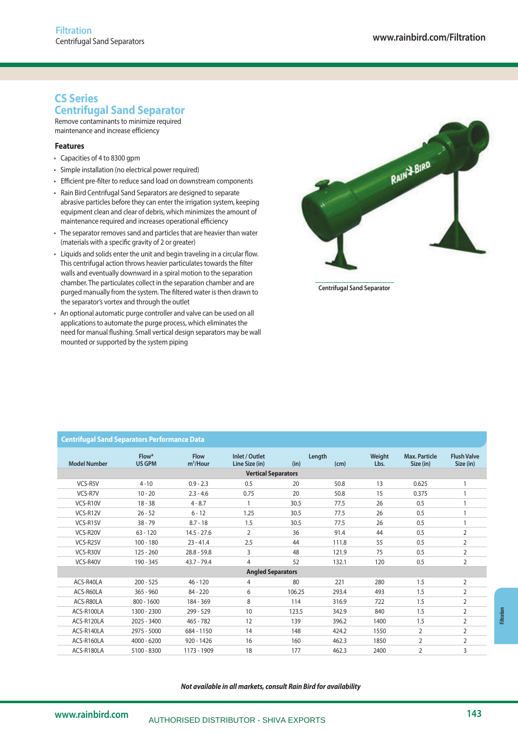# CS Series
## Centrifugal Sand Separator

Remove contaminants to minimize required maintenance and increase efficiency

### Features

- Capacities of 4 to 8300 gpm
- Simple installation (no electrical power required)
- Efficient pre-filter to reduce sand load on downstream components
- Rain Bird Centrifugal Sand Separators are designed to separate abrasive particles before they can enter the irrigation system, keeping equipment clean and clear of debris, which minimizes the amount of maintenance required and increases operational efficiency
- The separator removes sand and particles that are heavier than water (materials with a specific gravity of 2 or greater)
- Liquids and solids enter the unit and begin traveling in a circular flow. This centrifugal action throws heavier particulates towards the filter walls and eventually downward in a spiral motion to the separation chamber. The particulates collect in the separation chamber and are purged manually from the system. The filtered water is then drawn to the separator's vortex and through the outlet
- An optional automatic purge controller and valve can be used on all applications to automate the purge process, which eliminates the need for manual flushing. Small vertical design separators may be wall mounted or supported by the system piping

Centrifugal Sand Separator

**Centrifugal Sand Separators Performance Data**

| Model Number | Flow* US GPM | Flow $m^3$/Hour | Inlet / Outlet Line Size (in) | Length (in) | Length (cm) | Weight Lbs. | Max. Particle Size (in) | Flush Valve Size (in) |
|---|---|---|---|---|---|---|---|---|
| **Vertical Separators** | | | | | | | | |
| VCS-R5V | 4 - 10 | 0.9 - 2.3 | 0.5 | 20 | 50.8 | 13 | 0.625 | 1 |
| VCS-R7V | 10 - 20 | 2.3 - 4.6 | 0.75 | 20 | 50.8 | 15 | 0.375 | 1 |
| VCS-R10V | 18 - 38 | 4 - 8.7 | 1 | 30.5 | 77.5 | 26 | 0.5 | 1 |
| VCS-R12V | 26 - 52 | 6 - 12 | 1.25 | 30.5 | 77.5 | 26 | 0.5 | 1 |
| VCS-R15V | 38 - 79 | 8.7 - 18 | 1.5 | 30.5 | 77.5 | 26 | 0.5 | 1 |
| VCS-R20V | 63 - 120 | 14.5 - 27.6 | 2 | 36 | 91.4 | 44 | 0.5 | 2 |
| VCS-R25V | 100 - 180 | 23 - 41.4 | 2.5 | 44 | 111.8 | 55 | 0.5 | 2 |
| VCS-R30V | 125 - 260 | 28.8 - 59.8 | 3 | 48 | 121.9 | 75 | 0.5 | 2 |
| VCS-R40V | 190 - 345 | 43.7 - 79.4 | 4 | 52 | 132.1 | 120 | 0.5 | 2 |
| **Angled Separators** | | | | | | | | |
| ACS-R40LA | 200 - 525 | 46 - 120 | 4 | 80 | 221 | 280 | 1.5 | 2 |
| ACS-R60LA | 365 - 960 | 84 - 220 | 6 | 106.25 | 293.4 | 493 | 1.5 | 2 |
| ACS-R80LA | 800 - 1600 | 184 - 369 | 8 | 114 | 316.9 | 722 | 1.5 | 2 |
| ACS-R100LA | 1300 - 2300 | 299 - 529 | 10 | 123.5 | 342.9 | 840 | 1.5 | 2 |
| ACS-R120LA | 2025 - 3400 | 465 - 782 | 12 | 139 | 396.2 | 1400 | 1.5 | 2 |
| ACS-R140LA | 2975 - 5000 | 684 - 1150 | 14 | 148 | 424.2 | 1550 | 2 | 2 |
| ACS-R160LA | 4000 - 6200 | 920 - 1426 | 16 | 160 | 462.3 | 1850 | 2 | 2 |
| ACS-R180LA | 5100 - 8300 | 1173 - 1909 | 18 | 177 | 462.3 | 2400 | 2 | 3 |

***Not available in all markets, consult Rain Bird for availability***

AUTHORISED DISTRIBUTOR - SHIVA EXPORTS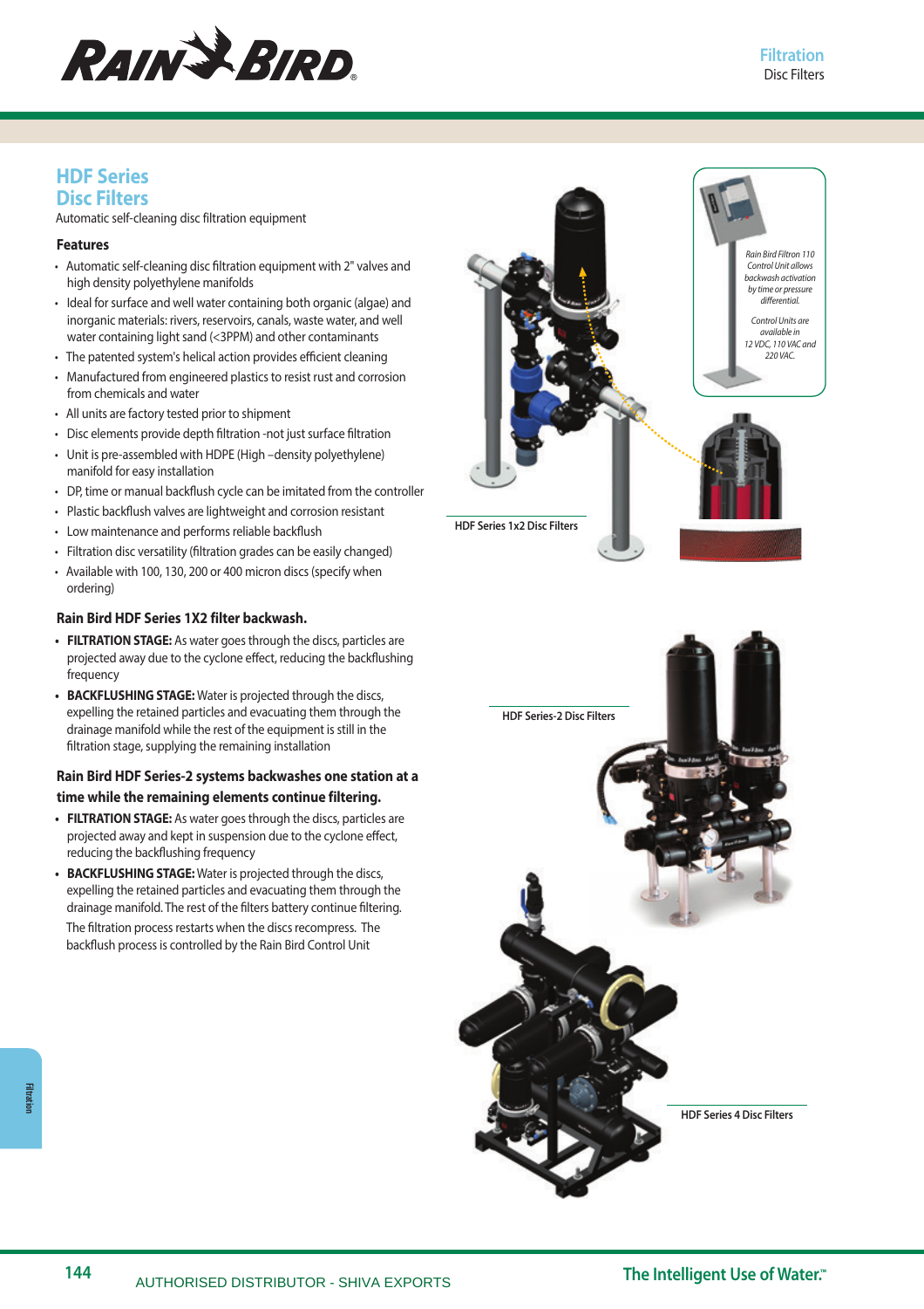# HDF Series Disc Filters

Automatic self-cleaning disc filtration equipment

### Features

- Automatic self-cleaning disc filtration equipment with 2" valves and high density polyethylene manifolds
- Ideal for surface and well water containing both organic (algae) and inorganic materials: rivers, reservoirs, canals, waste water, and well water containing light sand (<3PPM) and other contaminants
- The patented system's helical action provides efficient cleaning
- Manufactured from engineered plastics to resist rust and corrosion from chemicals and water
- All units are factory tested prior to shipment
- Disc elements provide depth filtration -not just surface filtration
- Unit is pre-assembled with HDPE (High –density polyethylene) manifold for easy installation
- DP, time or manual backflush cycle can be imitated from the controller
- Plastic backflush valves are lightweight and corrosion resistant
- Low maintenance and performs reliable backflush
- Filtration disc versatility (filtration grades can be easily changed)
- Available with 100, 130, 200 or 400 micron discs (specify when ordering)

### Rain Bird HDF Series 1X2 filter backwash.

- **FILTRATION STAGE:** As water goes through the discs, particles are projected away due to the cyclone effect, reducing the backflushing frequency
- **BACKFLUSHING STAGE:** Water is projected through the discs, expelling the retained particles and evacuating them through the drainage manifold while the rest of the equipment is still in the filtration stage, supplying the remaining installation

### Rain Bird HDF Series-2 systems backwashes one station at a time while the remaining elements continue filtering.

- **FILTRATION STAGE:** As water goes through the discs, particles are projected and kept in suspension due to the cyclone effect, reducing the backflushing frequency
- **BACKFLUSHING STAGE:** Water is projected through the discs, expelling the retained particles and evacuating them through the drainage manifold. The rest of the filters battery continue filtering. The filtration process restarts when the discs recompress. The backflush process is controlled by the Rain Bird Control Unit

*Rain Bird Filtron 110 Control Unit allows backwash activation by time or pressure differential.*

*Control Units are available in 12 VDC, 110 VAC and 220 VAC.*

HDF Series 1x2 Disc Filters

HDF Series-2 Disc Filters

HDF Series 4 Disc Filters

AUTHORISED DISTRIBUTOR - SHIVA EXPORTS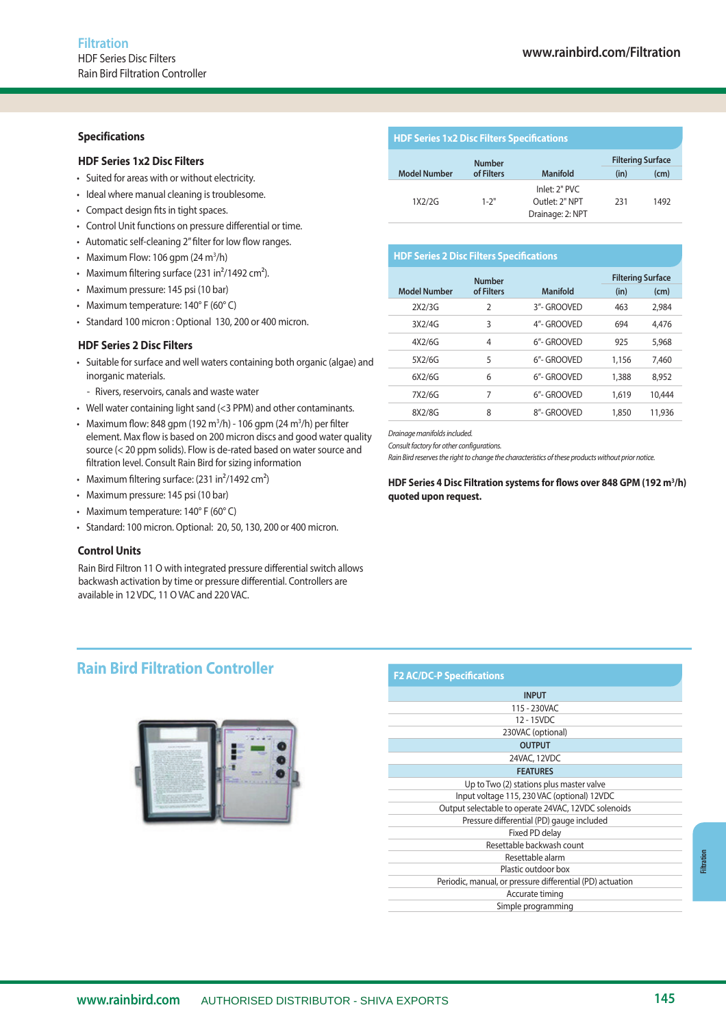## Specifications

### HDF Series 1x2 Disc Filters

- Suited for areas with or without electricity.
- Ideal where manual cleaning is troublesome.
- Compact design fits in tight spaces.
- Control Unit functions on pressure differential or time.
- Automatic self-cleaning 2" filter for low flow ranges.
- Maximum Flow: 106 gpm (24 $m^3$/h)
- Maximum filtering surface (231 $in^2$/1492 $cm^2$).
- Maximum pressure: 145 psi (10 bar)
- Maximum temperature: 140° F (60° C)
- Standard 100 micron : Optional 130, 200 or 400 micron.

### HDF Series 2 Disc Filters

- Suitable for surface and well waters containing both organic (algae) and inorganic materials.
  - Rivers, reservoirs, canals and waste water
- Well water containing light sand (<3 PPM) and other contaminants.
- Maximum flow: 848 gpm (192 $m^3$/h) - 106 gpm (24 $m^3$/h) per filter element. Max flow is based on 200 micron discs and good water quality source (< 20 ppm solids). Flow is de-rated based on water source and filtration level. Consult Rain Bird for sizing information
- Maximum filtering surface: (231 $in^2$/1492 $cm^2$)
- Maximum pressure: 145 psi (10 bar)
- Maximum temperature: 140° F (60° C)
- Standard: 100 micron. Optional: 20, 50, 130, 200 or 400 micron.

### Control Units

Rain Bird Filtron 11 O with integrated pressure differential switch allows backwash activation by time or pressure differential. Controllers are available in 12 VDC, 11 O VAC and 220 VAC.

**HDF Series 1x2 Disc Filters Specifications**

| Model Number | Number of Filters | Manifold | Filtering Surface (in) | Filtering Surface (cm) |
|---|---|---|---|---|
| 1X2/2G | 1-2" | Inlet: 2" PVC<br>Outlet: 2" NPT<br>Drainage: 2: NPT | 231 | 1492 |

**HDF Series 2 Disc Filters Specifications**

| Model Number | Number of Filters | Manifold | Filtering Surface (in) | Filtering Surface (cm) |
|---|---|---|---|---|
| 2X2/3G | 2 | 3"- GROOVED | 463 | 2,984 |
| 3X2/4G | 3 | 4"- GROOVED | 694 | 4,476 |
| 4X2/6G | 4 | 6"- GROOVED | 925 | 5,968 |
| 5X2/6G | 5 | 6"- GROOVED | 1,156 | 7,460 |
| 6X2/6G | 6 | 6"- GROOVED | 1,388 | 8,952 |
| 7X2/6G | 7 | 6"- GROOVED | 1,619 | 10,444 |
| 8X2/8G | 8 | 8"- GROOVED | 1,850 | 11,936 |

*Drainage manifolds included.*
*Consult factory for other configurations.*
*Rain Bird reserves the right to change the characteristics of these products without prior notice.*

**HDF Series 4 Disc Filtration systems for flows over 848 GPM (192 $m^3$/h) quoted upon request.**

## Rain Bird Filtration Controller

**F2 AC/DC-P Specifications**

| INPUT |
|---|
| 115 - 230VAC |
| 12 - 15VDC |
| 230VAC (optional) |
| **OUTPUT** |
| 24VAC, 12VDC |
| **FEATURES** |
| Up to Two (2) stations plus master valve |
| Input voltage 115, 230 VAC (optional) 12VDC |
| Output selectable to operate 24VAC, 12VDC solenoids |
| Pressure differential (PD) gauge included |
| Fixed PD delay |
| Resettable backwash count |
| Resettable alarm |
| Plastic outdoor box |
| Periodic, manual, or pressure differential (PD) actuation |
| Accurate timing |
| Simple programming |

www.rainbird.com AUTHORISED DISTRIBUTOR - SHIVA EXPORTS